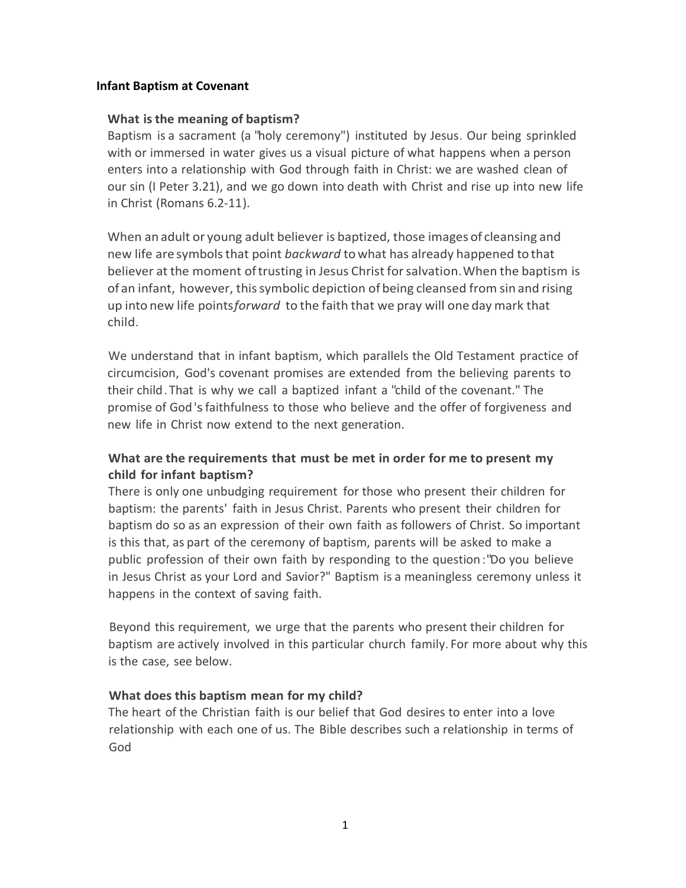**Infant Baptism at Covenant**

**What is the meaning of baptism?**

Baptism is a sacrament (a "holy ceremony") instituted by Jesus. Our being sprinkled with or immersed in water gives us a visual picture of what happens when a person enters into a relationship with God through faith in Christ: we are washed clean of our sin (I Peter 3.21), and we go down into death with Christ and rise up into new life in Christ (Romans 6.2-11).

When an adult or young adult believer is baptized, those images of cleansing and new life are symbols that point *backward* to what has already happened to that believer at the moment of trusting in Jesus Christ for salvation. When the baptism is of an infant, however, this symbolic depiction of being cleansed from sin and rising up into new life points *forward* to the faith that we pray will one day mark that child.

We understand that in infant baptism, which parallels the Old Testament practice of circumcision, God's covenant promises are extended from the believing parents to their child. That is why we call a baptized infant a "child of the covenant." The promise of God's faithfulness to those who believe and the offer of forgiveness and new life in Christ now extend to the next generation.

**What are the requirements that must be met in order for me to present my child for infant baptism?**

There is only one unbudging requirement for those who present their children for baptism: the parents' faith in Jesus Christ. Parents who present their children for baptism do so as an expression of their own faith as followers of Christ. So important is this that, as part of the ceremony of baptism, parents will be asked to make a public profession of their own faith by responding to the question: "Do you believe in Jesus Christ as your Lord and Savior?" Baptism is a meaningless ceremony unless it happens in the context of saving faith.

Beyond this requirement, we urge that the parents who present their children for baptism are actively involved in this particular church family. For more about why this is the case, see below.

**What does this baptism mean for my child?**

The heart of the Christian faith is our belief that God desires to enter into a love relationship with each one of us. The Bible describes such a relationship in terms of God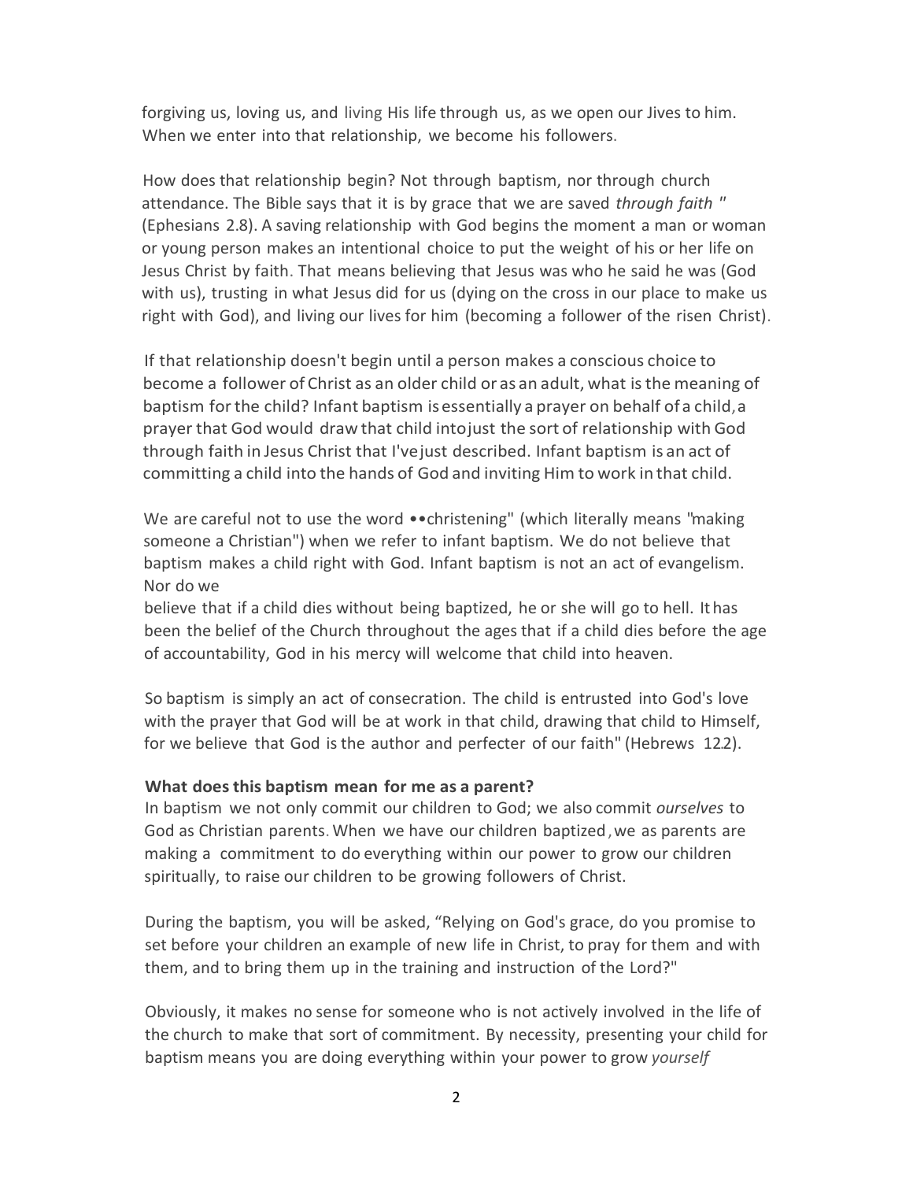forgiving us, loving us, and living His life through us, as we open our Jives to him. When we enter into that relationship, we become his followers.

How does that relationship begin? Not through baptism, nor through church attendance. The Bible says that it is by grace that we are saved *through faith* " (Ephesians 2.8). A saving relationship with God begins the moment a man or woman or young person makes an intentional choice to put the weight of his or her life on Jesus Christ by faith. That means believing that Jesus was who he said he was (God with us), trusting in what Jesus did for us (dying on the cross in our place to make us right with God), and living our lives for him (becoming a follower of the risen Christ).

If that relationship doesn't begin until a person makes a conscious choice to become a follower of Christ as an older child or as an adult, what is the meaning of baptism for the child? Infant baptism is essentially a prayer on behalf of a child, a prayer that God would draw that child into just the sort of relationship with God through faith in Jesus Christ that I've just described. Infant baptism is an act of committing a child into the hands of God and inviting Him to work in that child.

We are careful not to use the word ••christening" (which literally means "making someone a Christian") when we refer to infant baptism. We do not believe that baptism makes a child right with God. Infant baptism is not an act of evangelism. Nor do we
believe that if a child dies without being baptized, he or she will go to hell. It has been the belief of the Church throughout the ages that if a child dies before the age of accountability, God in his mercy will welcome that child into heaven.

So baptism is simply an act of consecration. The child is entrusted into God's love with the prayer that God will be at work in that child, drawing that child to Himself, for we believe that God is the author and perfecter of our faith" (Hebrews 12.2).

**What does this baptism mean for me as a parent?**

In baptism we not only commit our children to God; we also commit *ourselves* to God as Christian parents. When we have our children baptized, we as parents are making a commitment to do everything within our power to grow our children spiritually, to raise our children to be growing followers of Christ.

During the baptism, you will be asked, "Relying on God's grace, do you promise to set before your children an example of new life in Christ, to pray for them and with them, and to bring them up in the training and instruction of the Lord?"

Obviously, it makes no sense for someone who is not actively involved in the life of the church to make that sort of commitment. By necessity, presenting your child for baptism means you are doing everything within your power to grow *yourself*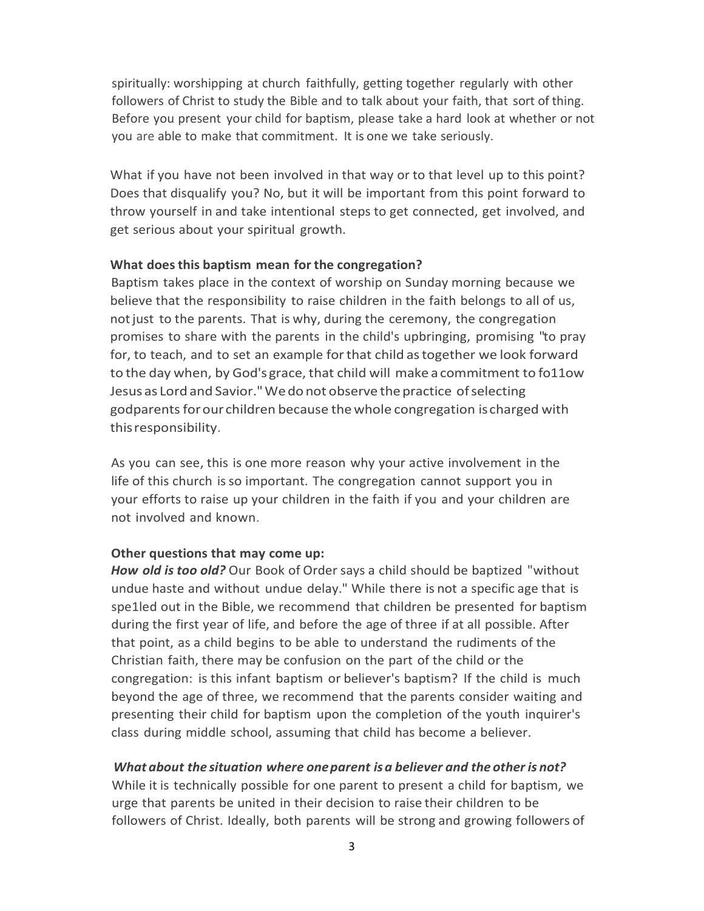spiritually: worshipping at church faithfully, getting together regularly with other followers of Christ to study the Bible and to talk about your faith, that sort of thing. Before you present your child for baptism, please take a hard look at whether or not you are able to make that commitment. It is one we take seriously.

What if you have not been involved in that way or to that level up to this point? Does that disqualify you? No, but it will be important from this point forward to throw yourself in and take intentional steps to get connected, get involved, and get serious about your spiritual growth.

**What does this baptism mean for the congregation?**

Baptism takes place in the context of worship on Sunday morning because we believe that the responsibility to raise children in the faith belongs to all of us, not just to the parents. That is why, during the ceremony, the congregation promises to share with the parents in the child's upbringing, promising "to pray for, to teach, and to set an example for that child as together we look forward to the day when, by God's grace, that child will make a commitment to fo11ow Jesus as Lord and Savior." We do not observe the practice of selecting godparents for our children because the whole congregation is charged with this responsibility.

As you can see, this is one more reason why your active involvement in the life of this church is so important. The congregation cannot support you in your efforts to raise up your children in the faith if you and your children are not involved and known.

**Other questions that may come up:**

***How old is too old?*** Our Book of Order says a child should be baptized "without undue haste and without undue delay." While there is not a specific age that is spe1led out in the Bible, we recommend that children be presented for baptism during the first year of life, and before the age of three if at all possible. After that point, as a child begins to be able to understand the rudiments of the Christian faith, there may be confusion on the part of the child or the congregation: is this infant baptism or believer's baptism? If the child is much beyond the age of three, we recommend that the parents consider waiting and presenting their child for baptism upon the completion of the youth inquirer's class during middle school, assuming that child has become a believer.

***What about the situation where one parent is a believer and the other is not?*** While it is technically possible for one parent to present a child for baptism, we urge that parents be united in their decision to raise their children to be followers of Christ. Ideally, both parents will be strong and growing followers of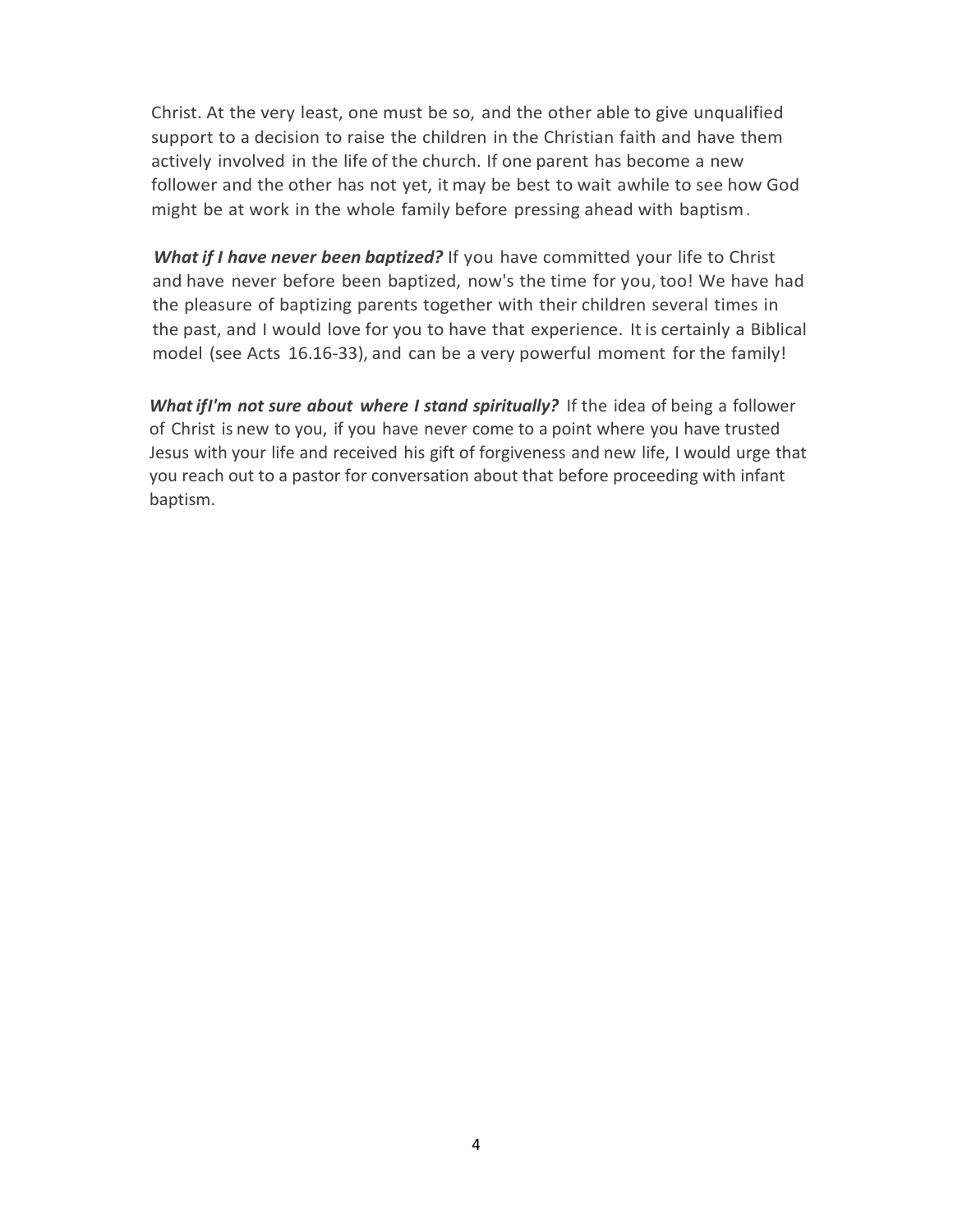Christ. At the very least, one must be so, and the other able to give unqualified support to a decision to raise the children in the Christian faith and have them actively involved in the life of the church. If one parent has become a new follower and the other has not yet, it may be best to wait awhile to see how God might be at work in the whole family before pressing ahead with baptism.

***What if I have never been baptized?*** If you have committed your life to Christ and have never before been baptized, now's the time for you, too! We have had the pleasure of baptizing parents together with their children several times in the past, and I would love for you to have that experience. It is certainly a Biblical model (see Acts 16.16-33), and can be a very powerful moment for the family!

***What ifI'm not sure about where I stand spiritually?*** If the idea of being a follower of Christ is new to you, if you have never come to a point where you have trusted Jesus with your life and received his gift of forgiveness and new life, I would urge that you reach out to a pastor for conversation about that before proceeding with infant baptism.